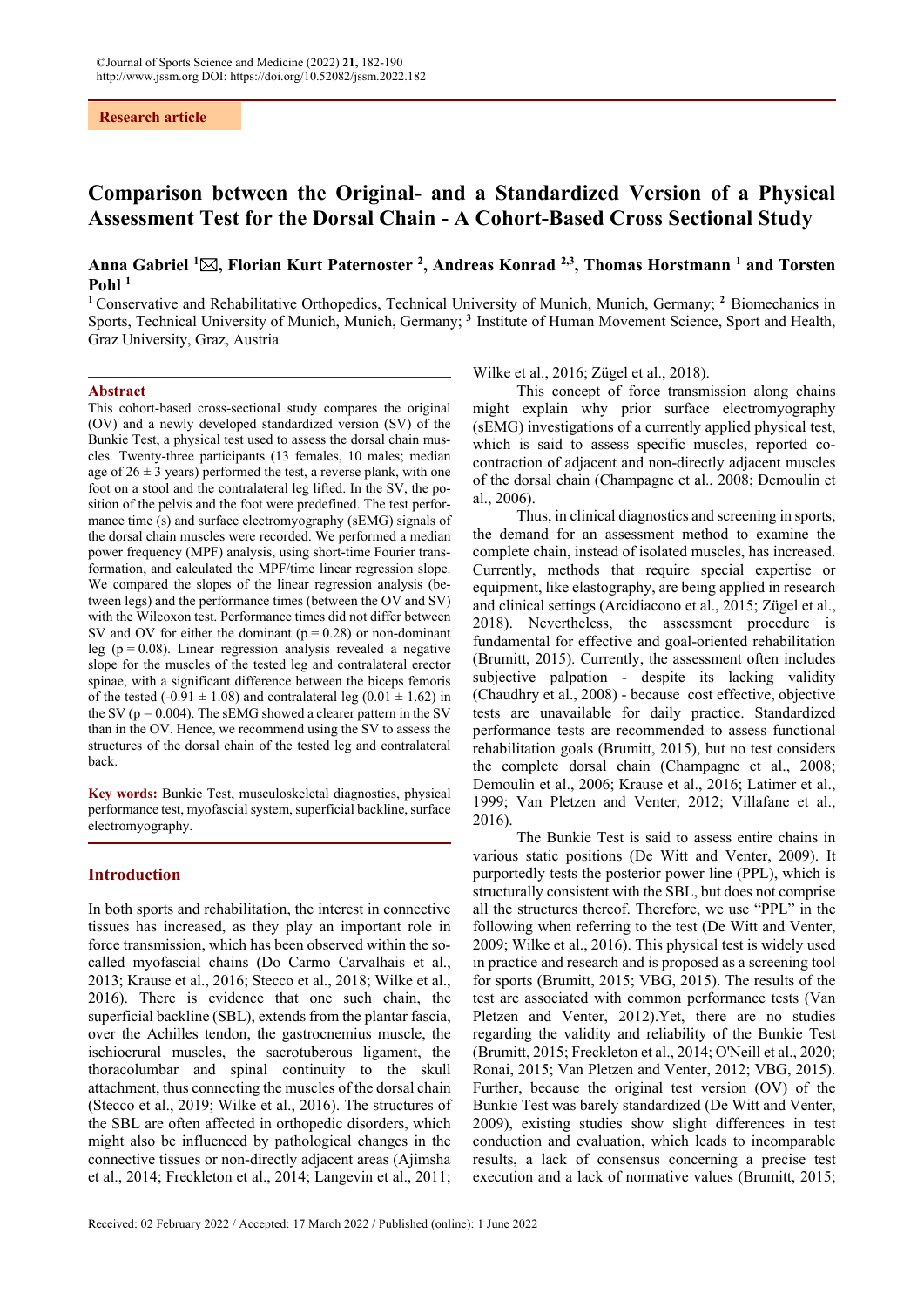Research article

# Comparison between the Original- and a Standardized Version of a Physical Assessment Test for the Dorsal Chain - A Cohort-Based Cross Sectional Study

**Anna Gabriel [1]✉, Florian Kurt Paternoster [2], Andreas Konrad [2,3], Thomas Horstmann [1] and Torsten Pohl [1]**

[1] Conservative and Rehabilitative Orthopedics, Technical University of Munich, Munich, Germany; [2] Biomechanics in Sports, Technical University of Munich, Munich, Germany; [3] Institute of Human Movement Science, Sport and Health, Graz University, Graz, Austria

## Abstract

This cohort-based cross-sectional study compares the original (OV) and a newly developed standardized version (SV) of the Bunkie Test, a physical test used to assess the dorsal chain muscles. Twenty-three participants (13 females, 10 males; median age of $26 \pm 3$ years) performed the test, a reverse plank, with one foot on a stool and the contralateral leg lifted. In the SV, the position of the pelvis and the foot were predefined. The test performance time (s) and surface electromyography (sEMG) signals of the dorsal chain muscles were recorded. We performed a median power frequency (MPF) analysis, using short-time Fourier transformation, and calculated the MPF/time linear regression slope. We compared the slopes of the linear regression analysis (between legs) and the performance times (between the OV and SV) with the Wilcoxon test. Performance times did not differ between SV and OV for either the dominant ($p = 0.28$) or non-dominant leg ($p = 0.08$). Linear regression analysis revealed a negative slope for the muscles of the tested leg and contralateral erector spinae, with a significant difference between the biceps femoris of the tested ($-0.91 \pm 1.08$) and contralateral leg ($0.01 \pm 1.62$) in the SV ($p = 0.004$). The sEMG showed a clearer pattern in the SV than in the OV. Hence, we recommend using the SV to assess the structures of the dorsal chain of the tested leg and contralateral back.

**Key words:** Bunkie Test, musculoskeletal diagnostics, physical performance test, myofascial system, superficial backline, surface electromyography.

## Introduction

In both sports and rehabilitation, the interest in connective tissues has increased, as they play an important role in force transmission, which has been observed within the so-called myofascial chains (Do Carmo Carvalhais et al., 2013; Krause et al., 2016; Stecco et al., 2018; Wilke et al., 2016). There is evidence that one such chain, the superficial backline (SBL), extends from the plantar fascia, over the Achilles tendon, the gastrocnemius muscle, the ischiocrural muscles, the sacrotuberous ligament, the thoracolumbar and spinal continuity to the skull attachment, thus connecting the muscles of the dorsal chain (Stecco et al., 2019; Wilke et al., 2016). The structures of the SBL are often affected in orthopedic disorders, which might also be influenced by pathological changes in the connective tissues or non-directly adjacent areas (Ajimsha et al., 2014; Freckleton et al., 2014; Langevin et al., 2011; Wilke et al., 2016; Zügel et al., 2018).

This concept of force transmission along chains might explain why prior surface electromyography (sEMG) investigations of a currently applied physical test, which is said to assess specific muscles, reported co-contraction of adjacent and non-directly adjacent muscles of the dorsal chain (Champagne et al., 2008; Demoulin et al., 2006).

Thus, in clinical diagnostics and screening in sports, the demand for an assessment method to examine the complete chain, instead of isolated muscles, has increased. Currently, methods that require special expertise or equipment, like elastography, are being applied in research and clinical settings (Arcidiacono et al., 2015; Zügel et al., 2018). Nevertheless, the assessment procedure is fundamental for effective and goal-oriented rehabilitation (Brumitt, 2015). Currently, the assessment often includes subjective palpation - despite its lacking validity (Chaudhry et al., 2008) - because cost effective, objective tests are unavailable for daily practice. Standardized performance tests are recommended to assess functional rehabilitation goals (Brumitt, 2015), but no test considers the complete dorsal chain (Champagne et al., 2008; Demoulin et al., 2006; Krause et al., 2016; Latimer et al., 1999; Van Pletzen and Venter, 2012; Villafane et al., 2016).

The Bunkie Test is said to assess entire chains in various static positions (De Witt and Venter, 2009). It purportedly tests the posterior power line (PPL), which is structurally consistent with the SBL, but does not comprise all the structures thereof. Therefore, we use "PPL" in the following when referring to the test (De Witt and Venter, 2009; Wilke et al., 2016). This physical test is widely used in practice and research and is proposed as a screening tool for sports (Brumitt, 2015; VBG, 2015). The results of the test are associated with common performance tests (Van Pletzen and Venter, 2012).Yet, there are no studies regarding the validity and reliability of the Bunkie Test (Brumitt, 2015; Freckleton et al., 2014; O'Neill et al., 2020; Ronai, 2015; Van Pletzen and Venter, 2012; VBG, 2015). Further, because the original test version (OV) of the Bunkie Test was barely standardized (De Witt and Venter, 2009), existing studies show slight differences in test conduction and evaluation, which leads to incomparable results, a lack of consensus concerning a precise test execution and a lack of normative values (Brumitt, 2015;

Received: 02 February 2022 / Accepted: 17 March 2022 / Published (online): 1 June 2022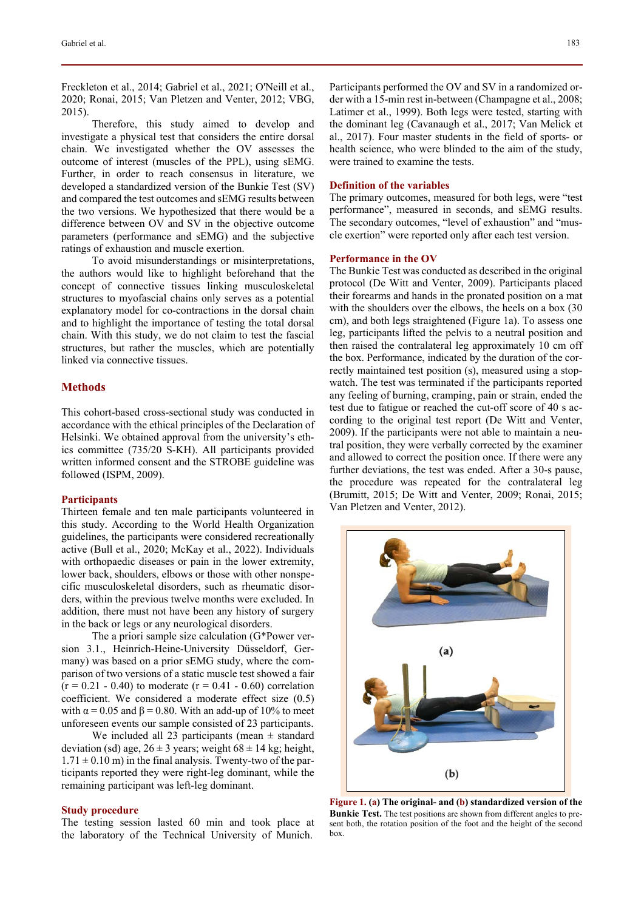Freckleton et al., 2014; Gabriel et al., 2021; O'Neill et al., 2020; Ronai, 2015; Van Pletzen and Venter, 2012; VBG, 2015).

Therefore, this study aimed to develop and investigate a physical test that considers the entire dorsal chain. We investigated whether the OV assesses the outcome of interest (muscles of the PPL), using sEMG. Further, in order to reach consensus in literature, we developed a standardized version of the Bunkie Test (SV) and compared the test outcomes and sEMG results between the two versions. We hypothesized that there would be a difference between OV and SV in the objective outcome parameters (performance and sEMG) and the subjective ratings of exhaustion and muscle exertion.

To avoid misunderstandings or misinterpretations, the authors would like to highlight beforehand that the concept of connective tissues linking musculoskeletal structures to myofascial chains only serves as a potential explanatory model for co-contractions in the dorsal chain and to highlight the importance of testing the total dorsal chain. With this study, we do not claim to test the fascial structures, but rather the muscles, which are potentially linked via connective tissues.

## Methods

This cohort-based cross-sectional study was conducted in accordance with the ethical principles of the Declaration of Helsinki. We obtained approval from the university's ethics committee (735/20 S-KH). All participants provided written informed consent and the STROBE guideline was followed (ISPM, 2009).

### Participants

Thirteen female and ten male participants volunteered in this study. According to the World Health Organization guidelines, the participants were considered recreationally active (Bull et al., 2020; McKay et al., 2022). Individuals with orthopaedic diseases or pain in the lower extremity, lower back, shoulders, elbows or those with other nonspecific musculoskeletal disorders, such as rheumatic disorders, within the previous twelve months were excluded. In addition, there must not have been any history of surgery in the back or legs or any neurological disorders.

The a priori sample size calculation (G*Power version 3.1., Heinrich-Heine-University Düsseldorf, Germany) was based on a prior sEMG study, where the comparison of two versions of a static muscle test showed a fair (r = 0.21 - 0.40) to moderate (r = 0.41 - 0.60) correlation coefficient. We considered a moderate effect size (0.5) with $\alpha = 0.05$ and $\beta = 0.80$. With an add-up of 10% to meet unforeseen events our sample consisted of 23 participants.

We included all 23 participants (mean ± standard deviation (sd) age, 26 ± 3 years; weight 68 ± 14 kg; height, 1.71 ± 0.10 m) in the final analysis. Twenty-two of the participants reported they were right-leg dominant, while the remaining participant was left-leg dominant.

### Study procedure

The testing session lasted 60 min and took place at the laboratory of the Technical University of Munich. Participants performed the OV and SV in a randomized order with a 15-min rest in-between (Champagne et al., 2008; Latimer et al., 1999). Both legs were tested, starting with the dominant leg (Cavanaugh et al., 2017; Van Melick et al., 2017). Four master students in the field of sports- or health science, who were blinded to the aim of the study, were trained to examine the tests.

### Definition of the variables

The primary outcomes, measured for both legs, were "test performance", measured in seconds, and sEMG results. The secondary outcomes, "level of exhaustion" and "muscle exertion" were reported only after each test version.

### Performance in the OV

The Bunkie Test was conducted as described in the original protocol (De Witt and Venter, 2009). Participants placed their forearms and hands in the pronated position on a mat with the shoulders over the elbows, the heels on a box (30 cm), and both legs straightened (Figure 1a). To assess one leg, participants lifted the pelvis to a neutral position and then raised the contralateral leg approximately 10 cm off the box. Performance, indicated by the duration of the correctly maintained test position (s), measured using a stopwatch. The test was terminated if the participants reported any feeling of burning, cramping, pain or strain, ended the test due to fatigue or reached the cut-off score of 40 s according to the original test report (De Witt and Venter, 2009). If the participants were not able to maintain a neutral position, they were verbally corrected by the examiner and allowed to correct the position once. If there were any further deviations, the test was ended. After a 30-s pause, the procedure was repeated for the contralateral leg (Brumitt, 2015; De Witt and Venter, 2009; Ronai, 2015; Van Pletzen and Venter, 2012).

**Figure 1. (a) The original- and (b) standardized version of the Bunkie Test.** The test positions are shown from different angles to present both, the rotation position of the foot and the height of the second box.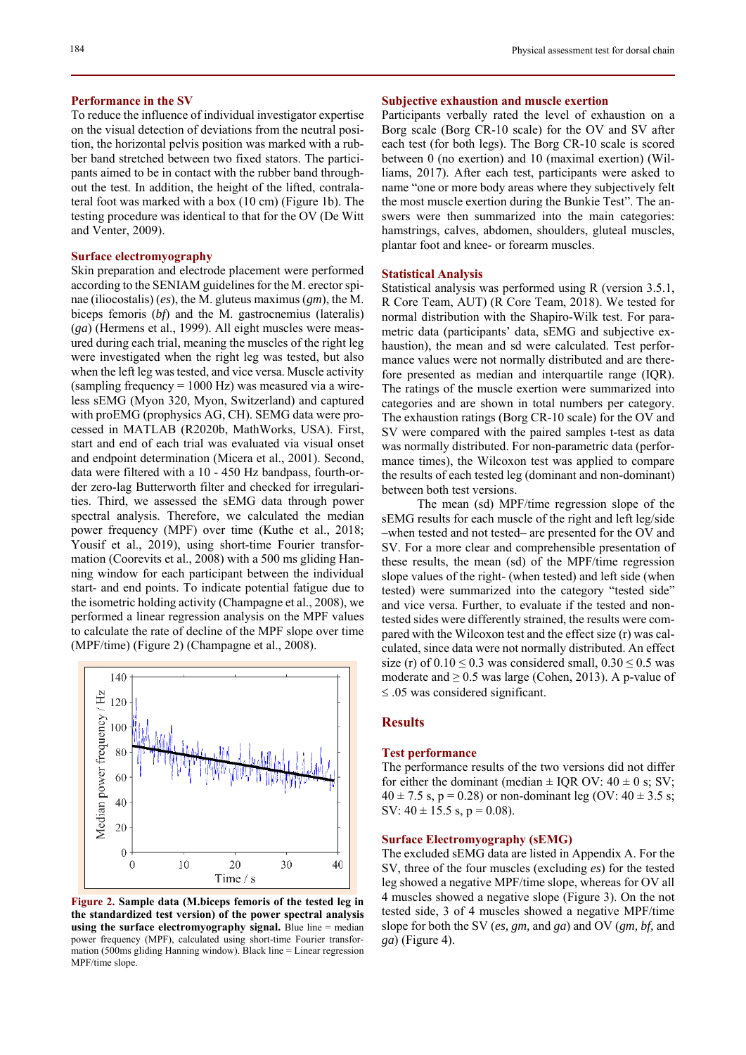### Performance in the SV

To reduce the influence of individual investigator expertise on the visual detection of deviations from the neutral position, the horizontal pelvis position was marked with a rubber band stretched between two fixed stators. The participants aimed to be in contact with the rubber band throughout the test. In addition, the height of the lifted, contralateral foot was marked with a box (10 cm) (Figure 1b). The testing procedure was identical to that for the OV (De Witt and Venter, 2009).

### Surface electromyography

Skin preparation and electrode placement were performed according to the SENIAM guidelines for the M. erector spinae (iliocostalis) (*es*), the M. gluteus maximus (*gm*), the M. biceps femoris (*bf*) and the M. gastrocnemius (lateralis) (*ga*) (Hermens et al., 1999). All eight muscles were measured during each trial, meaning the muscles of the right leg were investigated when the right leg was tested, but also when the left leg was tested, and vice versa. Muscle activity (sampling frequency = 1000 Hz) was measured via a wireless sEMG (Myon 320, Myon, Switzerland) and captured with proEMG (prophysics AG, CH). SEMG data were processed in MATLAB (R2020b, MathWorks, USA). First, start and end of each trial was evaluated via visual onset and endpoint determination (Micera et al., 2001). Second, data were filtered with a 10 - 450 Hz bandpass, fourth-order zero-lag Butterworth filter and checked for irregularities. Third, we assessed the sEMG data through power spectral analysis. Therefore, we calculated the median power frequency (MPF) over time (Kuthe et al., 2018; Yousif et al., 2019), using short-time Fourier transformation (Coorevits et al., 2008) with a 500 ms gliding Hanning window for each participant between the individual start- and end points. To indicate potential fatigue due to the isometric holding activity (Champagne et al., 2008), we performed a linear regression analysis on the MPF values to calculate the rate of decline of the MPF slope over time (MPF/time) (Figure 2) (Champagne et al., 2008).

**Figure 2. Sample data (M.biceps femoris of the tested leg in the standardized test version) of the power spectral analysis using the surface electromyography signal.** Blue line = median power frequency (MPF), calculated using short-time Fourier transformation (500ms gliding Hanning window). Black line = Linear regression MPF/time slope.

### Subjective exhaustion and muscle exertion

Participants verbally rated the level of exhaustion on a Borg scale (Borg CR-10 scale) for the OV and SV after each test (for both legs). The Borg CR-10 scale is scored between 0 (no exertion) and 10 (maximal exertion) (Williams, 2017). After each test, participants were asked to name "one or more body areas where they subjectively felt the most muscle exertion during the Bunkie Test". The answers were then summarized into the main categories: hamstrings, calves, abdomen, shoulders, gluteal muscles, plantar foot and knee- or forearm muscles.

### Statistical Analysis

Statistical analysis was performed using R (version 3.5.1, R Core Team, AUT) (R Core Team, 2018). We tested for normal distribution with the Shapiro-Wilk test. For parametric data (participants' data, sEMG and subjective exhaustion), the mean and sd were calculated. Test performance values were not normally distributed and are therefore presented as median and interquartile range (IQR). The ratings of the muscle exertion were summarized into categories and are shown in total numbers per category. The exhaustion ratings (Borg CR-10 scale) for the OV and SV were compared with the paired samples t-test as data was normally distributed. For non-parametric data (performance times), the Wilcoxon test was applied to compare the results of each tested leg (dominant and non-dominant) between both test versions.

The mean (sd) MPF/time regression slope of the sEMG results for each muscle of the right and left leg/side –when tested and not tested– are presented for the OV and SV. For a more clear and comprehensible presentation of these results, the mean (sd) of the MPF/time regression slope values of the right- (when tested) and left side (when tested) were summarized into the category "tested side" and vice versa. Further, to evaluate if the tested and non-tested sides were differently strained, the results were compared with the Wilcoxon test and the effect size (r) was calculated, since data were not normally distributed. An effect size (r) of $0.10 \leq 0.3$ was considered small, $0.30 \leq 0.5$ was moderate and $\geq 0.5$ was large (Cohen, 2013). A p-value of $\leq .05$ was considered significant.

## Results

### Test performance

The performance results of the two versions did not differ for either the dominant (median ± IQR OV: 40 ± 0 s; SV; 40 ± 7.5 s, p = 0.28) or non-dominant leg (OV: 40 ± 3.5 s; SV: 40 ± 15.5 s, p = 0.08).

### Surface Electromyography (sEMG)

The excluded sEMG data are listed in Appendix A. For the SV, three of the four muscles (excluding *es*) for the tested leg showed a negative MPF/time slope, whereas for OV all 4 muscles showed a negative slope (Figure 3). On the not tested side, 3 of 4 muscles showed a negative MPF/time slope for both the SV (*es, gm,* and *ga*) and OV (*gm, bf,* and *ga*) (Figure 4).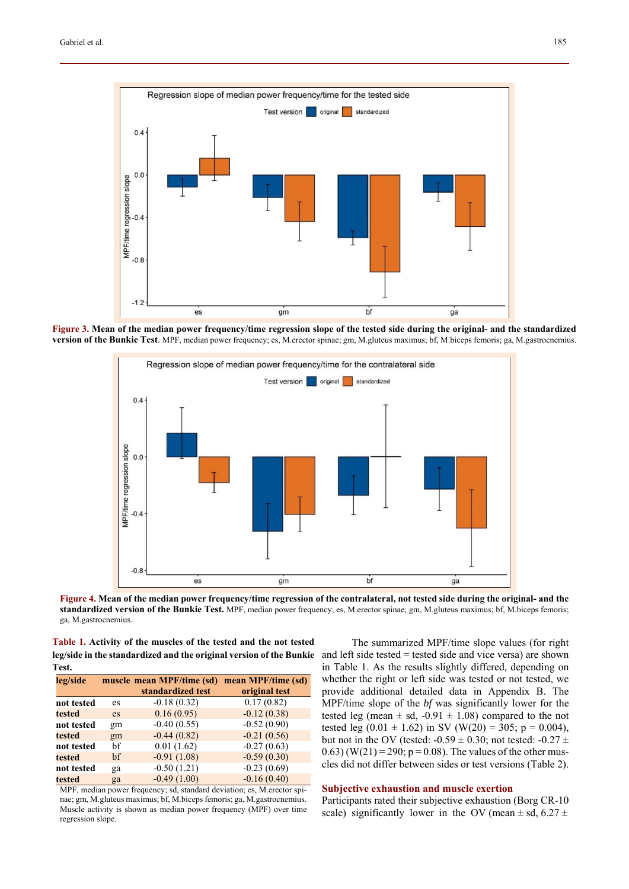**Figure 3.** **Mean of the median power frequency/time regression slope of the tested side during the original- and the standardized version of the Bunkie Test**. MPF, median power frequency; es, M.erector spinae; gm, M.gluteus maximus; bf, M.biceps femoris; ga, M.gastrocnemius.

**Figure 4.** **Mean of the median power frequency/time regression of the contralateral, not tested side during the original- and the standardized version of the Bunkie Test.** MPF, median power frequency; es, M.erector spinae; gm, M.gluteus maximus; bf, M.biceps femoris; ga, M.gastrocnemius.

**Table 1.** **Activity of the muscles of the tested and the not tested leg/side in the standardized and the original version of the Bunkie Test.**

| leg/side | muscle | mean MPF/time (sd) standardized test | mean MPF/time (sd) original test |
|---|---|---|---|
| **not tested** | es | -0.18 (0.32) | 0.17 (0.82) |
| **tested** | es | 0.16 (0.95) | -0.12 (0.38) |
| **not tested** | gm | -0.40 (0.55) | -0.52 (0.90) |
| **tested** | gm | -0.44 (0.82) | -0.21 (0.56) |
| **not tested** | bf | 0.01 (1.62) | -0.27 (0.63) |
| **tested** | bf | -0.91 (1.08) | -0.59 (0.30) |
| **not tested** | ga | -0.50 (1.21) | -0.23 (0.69) |
| **tested** | ga | -0.49 (1.00) | -0.16 (0.40) |

MPF, median power frequency; sd, standard deviation; es, M.erector spinae; gm, M.gluteus maximus; bf, M.biceps femoris; ga, M.gastrocnemius. Muscle activity is shown as median power frequency (MPF) over time regression slope.

The summarized MPF/time slope values (for right and left side tested = tested side and vice versa) are shown in Table 1. As the results slightly differed, depending on whether the right or left side was tested or not tested, we provide additional detailed data in Appendix B. The MPF/time slope of the *bf* was significantly lower for the tested leg (mean ± sd, -0.91 ± 1.08) compared to the not tested leg (0.01 ± 1.62) in SV ($W(20) = 305$; $p = 0.004$), but not in the OV (tested: -0.59 ± 0.30; not tested: -0.27 ± 0.63) ($W(21) = 290$; $p = 0.08$). The values of the other muscles did not differ between sides or test versions (Table 2).

## Subjective exhaustion and muscle exertion

Participants rated their subjective exhaustion (Borg CR-10 scale) significantly lower in the OV (mean ± sd, 6.27 ±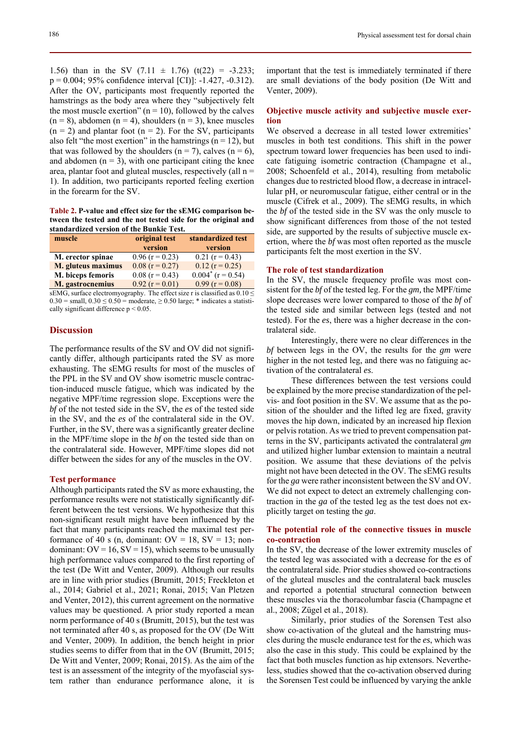1.56) than in the SV (7.11 ± 1.76) ($t(22) = -3.233$; $p = 0.004$; 95% confidence interval [CI]): -1.427, -0.312). After the OV, participants most frequently reported the hamstrings as the body area where they "subjectively felt the most muscle exertion" (n = 10), followed by the calves (n = 8), abdomen (n = 4), shoulders (n = 3), knee muscles (n = 2) and plantar foot (n = 2). For the SV, participants also felt "the most exertion" in the hamstrings (n = 12), but that was followed by the shoulders (n = 7), calves (n = 6), and abdomen (n = 3), with one participant citing the knee area, plantar foot and gluteal muscles, respectively (all n = 1). In addition, two participants reported feeling exertion in the forearm for the SV.

**Table 2. P-value and effect size for the sEMG comparison between the tested and the not tested side for the original and standardized version of the Bunkie Test.**

| muscle | original test version | standardized test version |
|---|---|---|
| **M. erector spinae** | 0.96 (r = 0.23) | 0.21 (r = 0.43) |
| **M. gluteus maximus** | 0.08 (r = 0.27) | 0.12 (r = 0.25) |
| **M. biceps femoris** | 0.08 (r = 0.43) | 0.004* (r = 0.54) |
| **M. gastrocnemius** | 0.92 (r = 0.01) | 0.99 (r = 0.08) |

sEMG, surface electromyography. The effect size r is classified as 0.10 ≤ 0.30 = small, 0.30 ≤ 0.50 = moderate, ≥ 0.50 large; * indicates a statistically significant difference $p < 0.05$.

## Discussion

The performance results of the SV and OV did not significantly differ, although participants rated the SV as more exhausting. The sEMG results for most of the muscles of the PPL in the SV and OV show isometric muscle contraction-induced muscle fatigue, which was indicated by the negative MPF/time regression slope. Exceptions were the *bf* of the not tested side in the SV, the *es* of the tested side in the SV, and the *es* of the contralateral side in the OV. Further, in the SV, there was a significantly greater decline in the MPF/time slope in the *bf* on the tested side than on the contralateral side. However, MPF/time slopes did not differ between the sides for any of the muscles in the OV.

### Test performance

Although participants rated the SV as more exhausting, the performance results were not statistically significantly different between the test versions. We hypothesize that this non-significant result might have been influenced by the fact that many participants reached the maximal test performance of 40 s (n, dominant: OV = 18, SV = 13; non-dominant: OV = 16, SV = 15), which seems to be unusually high performance values compared to the first reporting of the test (De Witt and Venter, 2009). Although our results are in line with prior studies (Brumitt, 2015; Freckleton et al., 2014; Gabriel et al., 2021; Ronai, 2015; Van Pletzen and Venter, 2012), this current agreement on the normative values may be questioned. A prior study reported a mean norm performance of 40 s (Brumitt, 2015), but the test was not terminated after 40 s, as proposed for the OV (De Witt and Venter, 2009). In addition, the bench height in prior studies seems to differ from that in the OV (Brumitt, 2015; De Witt and Venter, 2009; Ronai, 2015). As the aim of the test is an assessment of the integrity of the myofascial system rather than endurance performance alone, it is important that the test is immediately terminated if there are small deviations of the body position (De Witt and Venter, 2009).

### Objective muscle activity and subjective muscle exertion

We observed a decrease in all tested lower extremities' muscles in both test conditions. This shift in the power spectrum toward lower frequencies has been used to indicate fatiguing isometric contraction (Champagne et al., 2008; Schoenfeld et al., 2014), resulting from metabolic changes due to restricted blood flow, a decrease in intracellular pH, or neuromuscular fatigue, either central or in the muscle (Cifrek et al., 2009). The sEMG results, in which the *bf* of the tested side in the SV was the only muscle to show significant differences from those of the not tested side, are supported by the results of subjective muscle exertion, where the *bf* was most often reported as the muscle participants felt the most exertion in the SV.

### The role of test standardization

In the SV, the muscle frequency profile was most consistent for the *bf* of the tested leg. For the *gm,* the MPF/time slope decreases were lower compared to those of the *bf* of the tested side and similar between legs (tested and not tested). For the *es*, there was a higher decrease in the contralateral side.

Interestingly, there were no clear differences in the *bf* between legs in the OV, the results for the *gm* were higher in the not tested leg, and there was no fatiguing activation of the contralateral *es*.

These differences between the test versions could be explained by the more precise standardization of the pelvis- and foot position in the SV. We assume that as the position of the shoulder and the lifted leg are fixed, gravity moves the hip down, indicated by an increased hip flexion or pelvis rotation. As we tried to prevent compensation patterns in the SV, participants activated the contralateral *gm* and utilized higher lumbar extension to maintain a neutral position. We assume that these deviations of the pelvis might not have been detected in the OV. The sEMG results for the *ga* were rather inconsistent between the SV and OV. We did not expect to detect an extremely challenging contraction in the *ga* of the tested leg as the test does not explicitly target on testing the *ga*.

### The potential role of the connective tissues in muscle co-contraction

In the SV, the decrease of the lower extremity muscles of the tested leg was associated with a decrease for the *es* of the contralateral side. Prior studies showed co-contractions of the gluteal muscles and the contralateral back muscles and reported a potential structural connection between these muscles via the thoracolumbar fascia (Champagne et al., 2008; Zügel et al., 2018).

Similarly, prior studies of the Sorensen Test also show co-activation of the gluteal and the hamstring muscles during the muscle endurance test for the *es*, which was also the case in this study. This could be explained by the fact that both muscles function as hip extensors. Nevertheless, studies showed that the co-activation observed during the Sorensen Test could be influenced by varying the ankle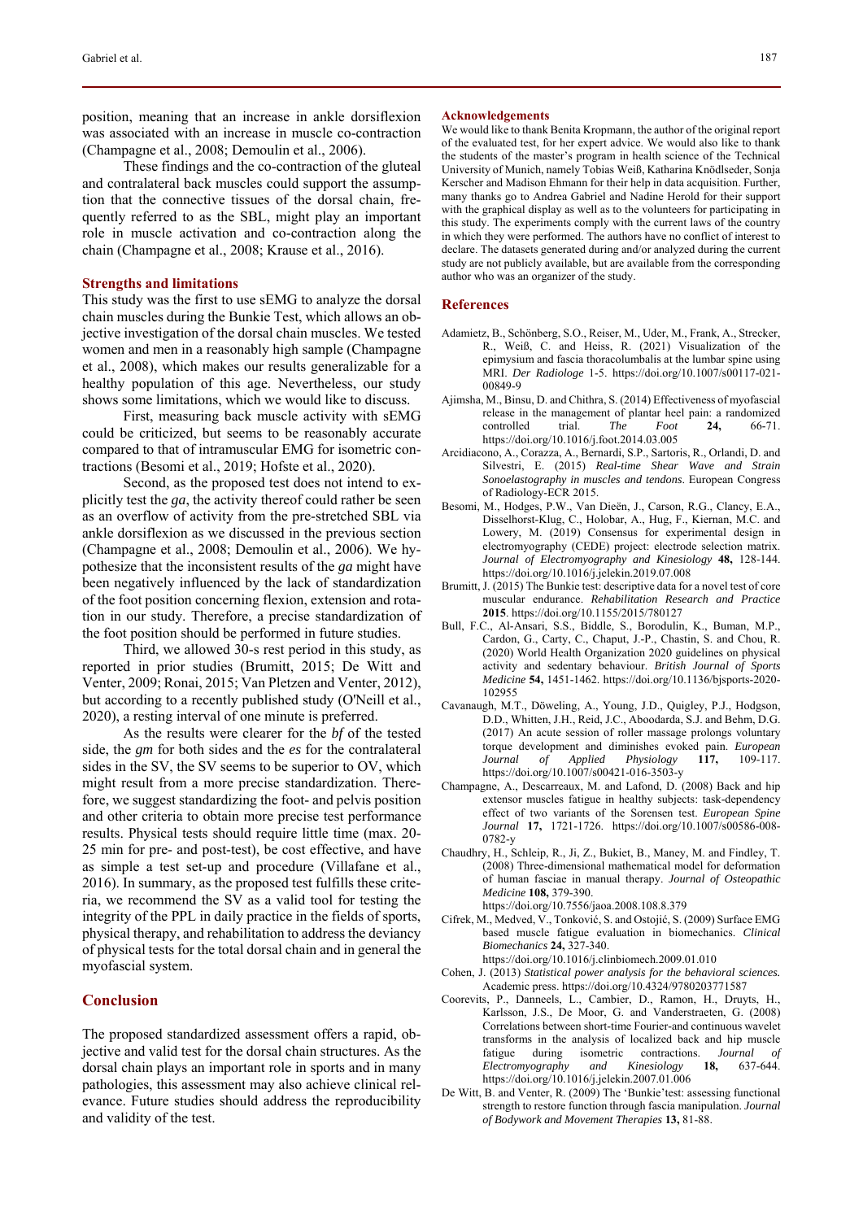position, meaning that an increase in ankle dorsiflexion was associated with an increase in muscle co-contraction (Champagne et al., 2008; Demoulin et al., 2006).

These findings and the co-contraction of the gluteal and contralateral back muscles could support the assumption that the connective tissues of the dorsal chain, frequently referred to as the SBL, might play an important role in muscle activation and co-contraction along the chain (Champagne et al., 2008; Krause et al., 2016).

### Strengths and limitations

This study was the first to use sEMG to analyze the dorsal chain muscles during the Bunkie Test, which allows an objective investigation of the dorsal chain muscles. We tested women and men in a reasonably high sample (Champagne et al., 2008), which makes our results generalizable for a healthy population of this age. Nevertheless, our study shows some limitations, which we would like to discuss.

First, measuring back muscle activity with sEMG could be criticized, but seems to be reasonably accurate compared to that of intramuscular EMG for isometric contractions (Besomi et al., 2019; Hofste et al., 2020).

Second, as the proposed test does not intend to explicitly test the *ga*, the activity thereof could rather be seen as an overflow of activity from the pre-stretched SBL via ankle dorsiflexion as we discussed in the previous section (Champagne et al., 2008; Demoulin et al., 2006). We hypothesize that the inconsistent results of the *ga* might have been negatively influenced by the lack of standardization of the foot position concerning flexion, extension and rotation in our study. Therefore, a precise standardization of the foot position should be performed in future studies.

Third, we allowed 30-s rest period in this study, as reported in prior studies (Brumitt, 2015; De Witt and Venter, 2009; Ronai, 2015; Van Pletzen and Venter, 2012), but according to a recently published study (O'Neill et al., 2020), a resting interval of one minute is preferred.

As the results were clearer for the *bf* of the tested side, the *gm* for both sides and the *es* for the contralateral sides in the SV, the SV seems to be superior to OV, which might result from a more precise standardization. Therefore, we suggest standardizing the foot- and pelvis position and other criteria to obtain more precise test performance results. Physical tests should require little time (max. 20-25 min for pre- and post-test), be cost effective, and have as simple a test set-up and procedure (Villafane et al., 2016). In summary, as the proposed test fulfills these criteria, we recommend the SV as a valid tool for testing the integrity of the PPL in daily practice in the fields of sports, physical therapy, and rehabilitation to address the deviancy of physical tests for the total dorsal chain and in general the myofascial system.

## Conclusion

The proposed standardized assessment offers a rapid, objective and valid test for the dorsal chain structures. As the dorsal chain plays an important role in sports and in many pathologies, this assessment may also achieve clinical relevance. Future studies should address the reproducibility and validity of the test.

### Acknowledgements

We would like to thank Benita Kropmann, the author of the original report of the evaluated test, for her expert advice. We would also like to thank the students of the master's program in health science of the Technical University of Munich, namely Tobias Weiß, Katharina Knödlseder, Sonja Kerscher and Madison Ehmann for their help in data acquisition. Further, many thanks go to Andrea Gabriel and Nadine Herold for their support with the graphical display as well as to the volunteers for participating in this study. The experiments comply with the current laws of the country in which they were performed. The authors have no conflict of interest to declare. The datasets generated during and/or analyzed during the current study are not publicly available, but are available from the corresponding author who was an organizer of the study.

### References

Adamietz, B., Schönberg, S.O., Reiser, M., Uder, M., Frank, A., Strecker, R., Weiß, C. and Heiss, R. (2021) Visualization of the epimysium and fascia thoracolumbalis at the lumbar spine using MRI. *Der Radiologe* 1-5. https://doi.org/10.1007/s00117-021-00849-9

Ajimsha, M., Binsu, D. and Chithra, S. (2014) Effectiveness of myofascial release in the management of plantar heel pain: a randomized controlled trial. *The Foot* **24,** 66-71. https://doi.org/10.1016/j.foot.2014.03.005

Arcidiacono, A., Corazza, A., Bernardi, S.P., Sartoris, R., Orlandi, D. and Silvestri, E. (2015) *Real-time Shear Wave and Strain Sonoelastography in muscles and tendons*. European Congress of Radiology-ECR 2015.

Besomi, M., Hodges, P.W., Van Dieën, J., Carson, R.G., Clancy, E.A., Disselhorst-Klug, C., Holobar, A., Hug, F., Kiernan, M.C. and Lowery, M. (2019) Consensus for experimental design in electromyography (CEDE) project: electrode selection matrix. *Journal of Electromyography and Kinesiology* **48,** 128-144. https://doi.org/10.1016/j.jelekin.2019.07.008

Brumitt, J. (2015) The Bunkie test: descriptive data for a novel test of core muscular endurance. *Rehabilitation Research and Practice* **2015**. https://doi.org/10.1155/2015/780127

Bull, F.C., Al-Ansari, S.S., Biddle, S., Borodulin, K., Buman, M.P., Cardon, G., Carty, C., Chaput, J.-P., Chastin, S. and Chou, R. (2020) World Health Organization 2020 guidelines on physical activity and sedentary behaviour. *British Journal of Sports Medicine* **54,** 1451-1462. https://doi.org/10.1136/bjsports-2020-102955

Cavanaugh, M.T., Döweling, A., Young, J.D., Quigley, P.J., Hodgson, D.D., Whitten, J.H., Reid, J.C., Aboodarda, S.J. and Behm, D.G. (2017) An acute session of roller massage prolongs voluntary torque development and diminishes evoked pain. *European Journal of Applied Physiology* **117,** 109-117. https://doi.org/10.1007/s00421-016-3503-y

Champagne, A., Descarreaux, M. and Lafond, D. (2008) Back and hip extensor muscles fatigue in healthy subjects: task-dependency effect of two variants of the Sorensen test. *European Spine Journal* **17,** 1721-1726. https://doi.org/10.1007/s00586-008-0782-y

Chaudhry, H., Schleip, R., Ji, Z., Bukiet, B., Maney, M. and Findley, T. (2008) Three-dimensional mathematical model for deformation of human fasciae in manual therapy. *Journal of Osteopathic Medicine* **108,** 379-390. https://doi.org/10.7556/jaoa.2008.108.8.379

Cifrek, M., Medved, V., Tonković, S. and Ostojić, S. (2009) Surface EMG based muscle fatigue evaluation in biomechanics. *Clinical Biomechanics* **24,** 327-340. https://doi.org/10.1016/j.clinbiomech.2009.01.010

Cohen, J. (2013) *Statistical power analysis for the behavioral sciences.* Academic press. https://doi.org/10.4324/9780203771587

Coorevits, P., Danneels, L., Cambier, D., Ramon, H., Druyts, H., Karlsson, J.S., De Moor, G. and Vanderstraeten, G. (2008) Correlations between short-time Fourier-and continuous wavelet transforms in the analysis of localized back and hip muscle fatigue during isometric contractions. *Journal of Electromyography and Kinesiology* **18,** 637-644. https://doi.org/10.1016/j.jelekin.2007.01.006

De Witt, B. and Venter, R. (2009) The 'Bunkie'test: assessing functional strength to restore function through fascia manipulation. *Journal of Bodywork and Movement Therapies* **13,** 81-88.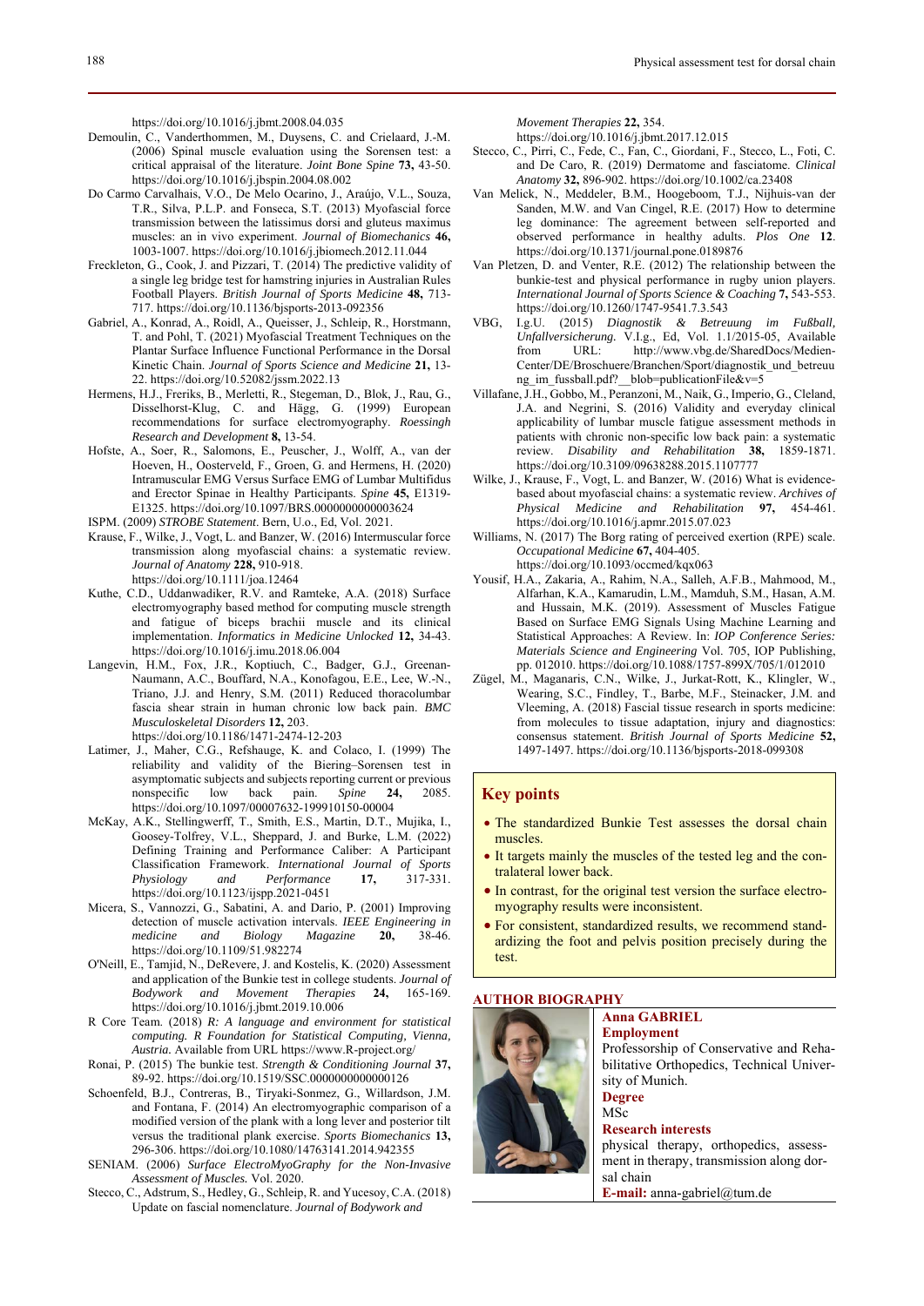https://doi.org/10.1016/j.jbmt.2008.04.035

Demoulin, C., Vanderthommen, M., Duysens, C. and Crielaard, J.-M. (2006) Spinal muscle evaluation using the Sorensen test: a critical appraisal of the literature. *Joint Bone Spine* **73,** 43-50. https://doi.org/10.1016/j.jbspin.2004.08.002

Do Carmo Carvalhais, V.O., De Melo Ocarino, J., Araújo, V.L., Souza, T.R., Silva, P.L.P. and Fonseca, S.T. (2013) Myofascial force transmission between the latissimus dorsi and gluteus maximus muscles: an in vivo experiment. *Journal of Biomechanics* **46,** 1003-1007. https://doi.org/10.1016/j.jbiomech.2012.11.044

Freckleton, G., Cook, J. and Pizzari, T. (2014) The predictive validity of a single leg bridge test for hamstring injuries in Australian Rules Football Players. *British Journal of Sports Medicine* **48,** 713-717. https://doi.org/10.1136/bjsports-2013-092356

Gabriel, A., Konrad, A., Roidl, A., Queisser, J., Schleip, R., Horstmann, T. and Pohl, T. (2021) Myofascial Treatment Techniques on the Plantar Surface Influence Functional Performance in the Dorsal Kinetic Chain. *Journal of Sports Science and Medicine* **21,** 13-22. https://doi.org/10.52082/jssm.2022.13

Hermens, H.J., Freriks, B., Merletti, R., Stegeman, D., Blok, J., Rau, G., Disselhorst-Klug, C. and Hägg, G. (1999) European recommendations for surface electromyography. *Roessingh Research and Development* **8,** 13-54.

Hofste, A., Soer, R., Salomons, E., Peuscher, J., Wolff, A., van der Hoeven, H., Oosterveld, F., Groen, G. and Hermens, H. (2020) Intramuscular EMG Versus Surface EMG of Lumbar Multifidus and Erector Spinae in Healthy Participants. *Spine* **45,** E1319-E1325. https://doi.org/10.1097/BRS.0000000000003624

ISPM. (2009) *STROBE Statement*. Bern, U.o., Ed, Vol. 2021.

Krause, F., Wilke, J., Vogt, L. and Banzer, W. (2016) Intermuscular force transmission along myofascial chains: a systematic review. *Journal of Anatomy* **228,** 910-918. https://doi.org/10.1111/joa.12464

Kuthe, C.D., Uddanwadiker, R.V. and Ramteke, A.A. (2018) Surface electromyography based method for computing muscle strength and fatigue of biceps brachii muscle and its clinical implementation. *Informatics in Medicine Unlocked* **12,** 34-43. https://doi.org/10.1016/j.imu.2018.06.004

Langevin, H.M., Fox, J.R., Koptiuch, C., Badger, G.J., Greenan-Naumann, A.C., Bouffard, N.A., Konofagou, E.E., Lee, W.-N., Triano, J.J. and Henry, S.M. (2011) Reduced thoracolumbar fascia shear strain in human chronic low back pain. *BMC Musculoskeletal Disorders* **12,** 203. https://doi.org/10.1186/1471-2474-12-203

Latimer, J., Maher, C.G., Refshauge, K. and Colaco, I. (1999) The reliability and validity of the Biering–Sorensen test in asymptomatic subjects and subjects reporting current or previous nonspecific low back pain. *Spine* **24,** 2085. https://doi.org/10.1097/00007632-199910150-00004

McKay, A.K., Stellingwerff, T., Smith, E.S., Martin, D.T., Mujika, I., Goosey-Tolfrey, V.L., Sheppard, J. and Burke, L.M. (2022) Defining Training and Performance Caliber: A Participant Classification Framework. *International Journal of Sports Physiology and Performance* **17,** 317-331. https://doi.org/10.1123/ijspp.2021-0451

Micera, S., Vannozzi, G., Sabatini, A. and Dario, P. (2001) Improving detection of muscle activation intervals. *IEEE Engineering in medicine and Biology Magazine* **20,** 38-46. https://doi.org/10.1109/51.982274

O'Neill, E., Tamjid, N., DeRevere, J. and Kostelis, K. (2020) Assessment and application of the Bunkie test in college students. *Journal of Bodywork and Movement Therapies* **24,** 165-169. https://doi.org/10.1016/j.jbmt.2019.10.006

R Core Team. (2018) *R: A language and environment for statistical computing. R Foundation for Statistical Computing, Vienna, Austria.* Available from URL https://www.R-project.org/

Ronai, P. (2015) The bunkie test. *Strength & Conditioning Journal* **37,** 89-92. https://doi.org/10.1519/SSC.0000000000000126

Schoenfeld, B.J., Contreras, B., Tiryaki-Sonmez, G., Willardson, J.M. and Fontana, F. (2014) An electromyographic comparison of a modified version of the plank with a long lever and posterior tilt versus the traditional plank exercise. *Sports Biomechanics* **13,** 296-306. https://doi.org/10.1080/14763141.2014.942355

SENIAM. (2006) *Surface ElectroMyoGraphy for the Non-Invasive Assessment of Muscles.* Vol. 2020.

Stecco, C., Adstrum, S., Hedley, G., Schleip, R. and Yucesoy, C.A. (2018) Update on fascial nomenclature. *Journal of Bodywork and Movement Therapies* **22,** 354. https://doi.org/10.1016/j.jbmt.2017.12.015

Stecco, C., Pirri, C., Fede, C., Fan, C., Giordani, F., Stecco, L., Foti, C. and De Caro, R. (2019) Dermatome and fasciatome. *Clinical Anatomy* **32,** 896-902. https://doi.org/10.1002/ca.23408

Van Melick, N., Meddeler, B.M., Hoogeboom, T.J., Nijhuis-van der Sanden, M.W. and Van Cingel, R.E. (2017) How to determine leg dominance: The agreement between self-reported and observed performance in healthy adults. *Plos One* **12**. https://doi.org/10.1371/journal.pone.0189876

Van Pletzen, D. and Venter, R.E. (2012) The relationship between the bunkie-test and physical performance in rugby union players. *International Journal of Sports Science & Coaching* **7,** 543-553. https://doi.org/10.1260/1747-9541.7.3.543

VBG, I.g.U. (2015) *Diagnostik & Betreuung im Fußball, Unfallversicherung.* V.I.g., Ed, Vol. 1.1/2015-05, Available from URL: http://www.vbg.de/SharedDocs/Medien-Center/DE/Broschuere/Branchen/Sport/diagnostik_und_betreuung_im_fussball.pdf?__blob=publicationFile&v=5

Villafane, J.H., Gobbo, M., Peranzoni, M., Naik, G., Imperio, G., Cleland, J.A. and Negrini, S. (2016) Validity and everyday clinical applicability of lumbar muscle fatigue assessment methods in patients with chronic non-specific low back pain: a systematic review. *Disability and Rehabilitation* **38,** 1859-1871. https://doi.org/10.3109/09638288.2015.1107777

Wilke, J., Krause, F., Vogt, L. and Banzer, W. (2016) What is evidence-based about myofascial chains: a systematic review. *Archives of Physical Medicine and Rehabilitation* **97,** 454-461. https://doi.org/10.1016/j.apmr.2015.07.023

Williams, N. (2017) The Borg rating of perceived exertion (RPE) scale. *Occupational Medicine* **67,** 404-405. https://doi.org/10.1093/occmed/kqx063

Yousif, H.A., Zakaria, A., Rahim, N.A., Salleh, A.F.B., Mahmood, M., Alfarhan, K.A., Kamarudin, L.M., Mamduh, S.M., Hasan, A.M. and Hussain, M.K. (2019). Assessment of Muscles Fatigue Based on Surface EMG Signals Using Machine Learning and Statistical Approaches: A Review. In: *IOP Conference Series: Materials Science and Engineering* Vol. 705, IOP Publishing, pp. 012010. https://doi.org/10.1088/1757-899X/705/1/012010

Zügel, M., Maganaris, C.N., Wilke, J., Jurkat-Rott, K., Klingler, W., Wearing, S.C., Findley, T., Barbe, M.F., Steinacker, J.M. and Vleeming, A. (2018) Fascial tissue research in sports medicine: from molecules to tissue adaptation, injury and diagnostics: consensus statement. *British Journal of Sports Medicine* **52,** 1497-1497. https://doi.org/10.1136/bjsports-2018-099308

## Key points

- The standardized Bunkie Test assesses the dorsal chain muscles.
- It targets mainly the muscles of the tested leg and the contralateral lower back.
- In contrast, for the original test version the surface electromyography results were inconsistent.
- For consistent, standardized results, we recommend standardizing the foot and pelvis position precisely during the test.

## AUTHOR BIOGRAPHY

**Anna GABRIEL**

**Employment**

Professorship of Conservative and Rehabilitative Orthopedics, Technical University of Munich.

**Degree**

MSc

**Research interests**

physical therapy, orthopedics, assessment in therapy, transmission along dorsal chain

**E-mail:** anna-gabriel@tum.de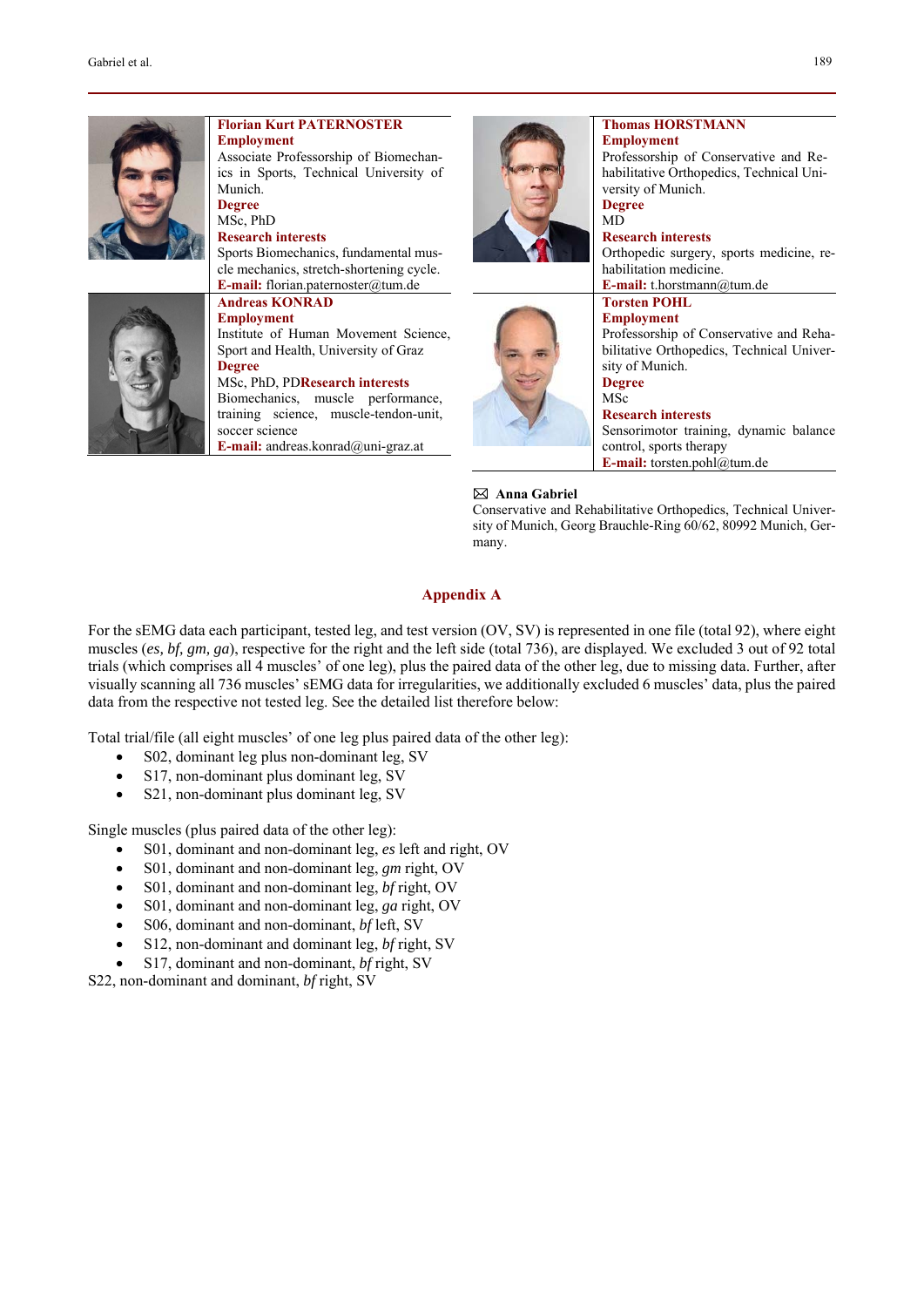**Florian Kurt PATERNOSTER**
**Employment**
Associate Professorship of Biomechanics in Sports, Technical University of Munich.
**Degree**
MSc, PhD
**Research interests**
Sports Biomechanics, fundamental muscle mechanics, stretch-shortening cycle.
**E-mail:** florian.paternoster@tum.de

**Andreas KONRAD**
**Employment**
Institute of Human Movement Science, Sport and Health, University of Graz
**Degree**
MSc, PhD, PD**Research interests**
Biomechanics, muscle performance, training science, muscle-tendon-unit, soccer science
**E-mail:** andreas.konrad@uni-graz.at

**Thomas HORSTMANN**
**Employment**
Professorship of Conservative and Rehabilitative Orthopedics, Technical University of Munich.
**Degree**
MD
**Research interests**
Orthopedic surgery, sports medicine, rehabilitation medicine.
**E-mail:** t.horstmann@tum.de

**Torsten POHL**
**Employment**
Professorship of Conservative and Rehabilitative Orthopedics, Technical University of Munich.
**Degree**
MSc
**Research interests**
Sensorimotor training, dynamic balance control, sports therapy
**E-mail:** torsten.pohl@tum.de

✉ **Anna Gabriel**
Conservative and Rehabilitative Orthopedics, Technical University of Munich, Georg Brauchle-Ring 60/62, 80992 Munich, Germany.

## Appendix A

For the sEMG data each participant, tested leg, and test version (OV, SV) is represented in one file (total 92), where eight muscles (*es, bf, gm, ga*), respective for the right and the left side (total 736), are displayed. We excluded 3 out of 92 total trials (which comprises all 4 muscles' of one leg), plus the paired data of the other leg, due to missing data. Further, after visually scanning all 736 muscles' sEMG data for irregularities, we additionally excluded 6 muscles' data, plus the paired data from the respective not tested leg. See the detailed list therefore below:

Total trial/file (all eight muscles' of one leg plus paired data of the other leg):

- S02, dominant leg plus non-dominant leg, SV
- S17, non-dominant plus dominant leg, SV
- S21, non-dominant plus dominant leg, SV

Single muscles (plus paired data of the other leg):

- S01, dominant and non-dominant leg, *es* left and right, OV
- S01, dominant and non-dominant leg, *gm* right, OV
- S01, dominant and non-dominant leg, *bf* right, OV
- S01, dominant and non-dominant leg, *ga* right, OV
- S06, dominant and non-dominant, *bf* left, SV
- S12, non-dominant and dominant leg, *bf* right, SV
- S17, dominant and non-dominant, *bf* right, SV

S22, non-dominant and dominant, *bf* right, SV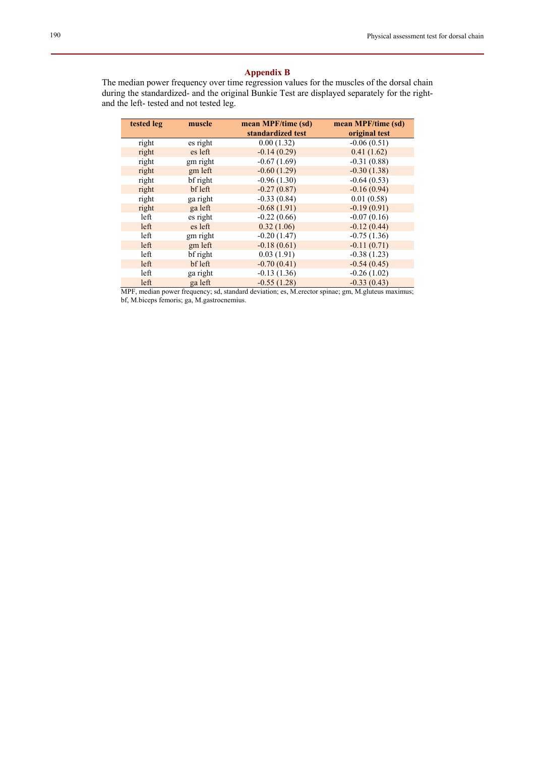## Appendix B

The median power frequency over time regression values for the muscles of the dorsal chain during the standardized- and the original Bunkie Test are displayed separately for the right- and the left- tested and not tested leg.

| tested leg | muscle | mean MPF/time (sd) standardized test | mean MPF/time (sd) original test |
|---|---|---|---|
| right | es right | 0.00 (1.32) | -0.06 (0.51) |
| right | es left | -0.14 (0.29) | 0.41 (1.62) |
| right | gm right | -0.67 (1.69) | -0.31 (0.88) |
| right | gm left | -0.60 (1.29) | -0.30 (1.38) |
| right | bf right | -0.96 (1.30) | -0.64 (0.53) |
| right | bf left | -0.27 (0.87) | -0.16 (0.94) |
| right | ga right | -0.33 (0.84) | 0.01 (0.58) |
| right | ga left | -0.68 (1.91) | -0.19 (0.91) |
| left | es right | -0.22 (0.66) | -0.07 (0.16) |
| left | es left | 0.32 (1.06) | -0.12 (0.44) |
| left | gm right | -0.20 (1.47) | -0.75 (1.36) |
| left | gm left | -0.18 (0.61) | -0.11 (0.71) |
| left | bf right | 0.03 (1.91) | -0.38 (1.23) |
| left | bf left | -0.70 (0.41) | -0.54 (0.45) |
| left | ga right | -0.13 (1.36) | -0.26 (1.02) |
| left | ga left | -0.55 (1.28) | -0.33 (0.43) |

MPF, median power frequency; sd, standard deviation; es, M.erector spinae; gm, M.gluteus maximus; bf, M.biceps femoris; ga, M.gastrocnemius.